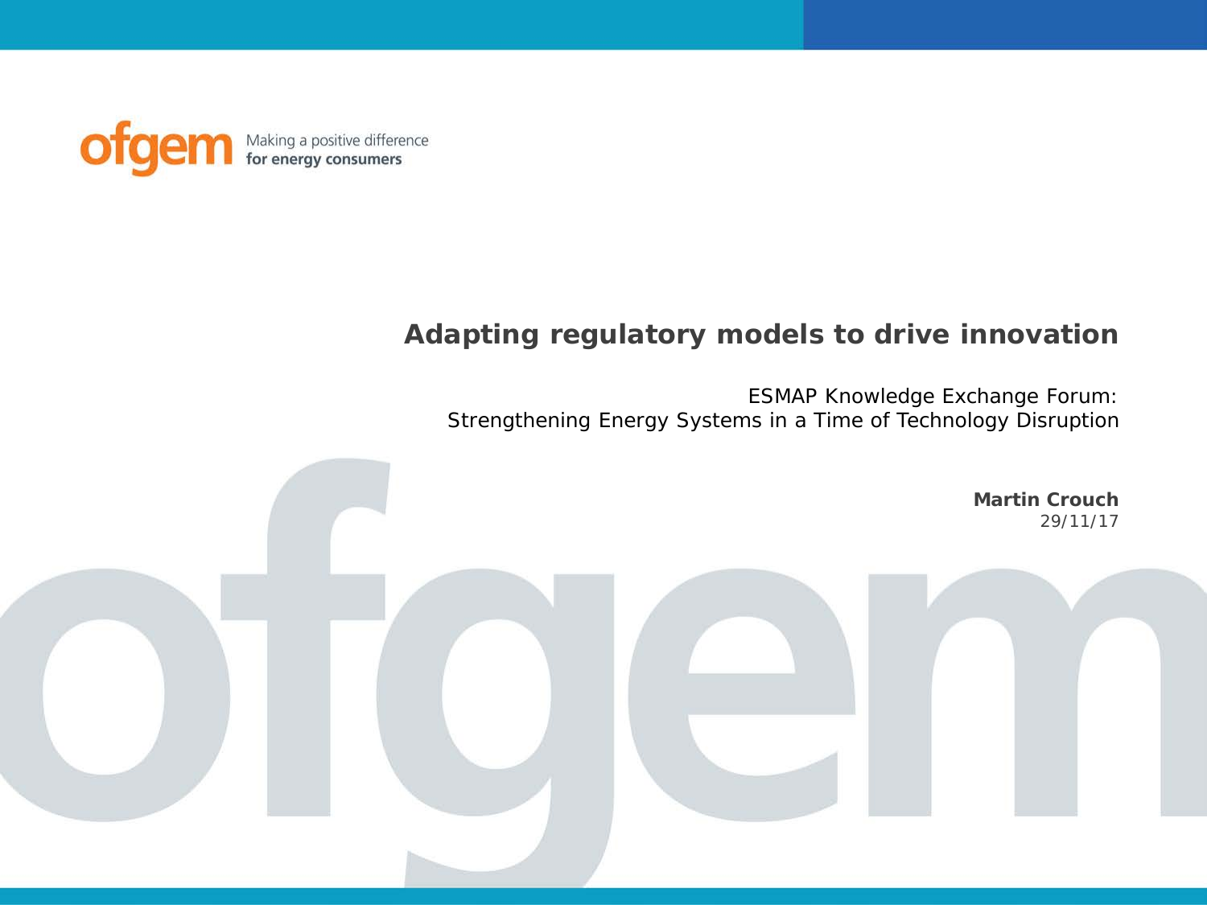ofgem Making a positive difference **for energy consumers**

# Adapting regulatory models to drive innovation

ESMAP Knowledge Exchange Forum:
Strengthening Energy Systems in a Time of Technology Disruption

**Martin Crouch**
29/11/17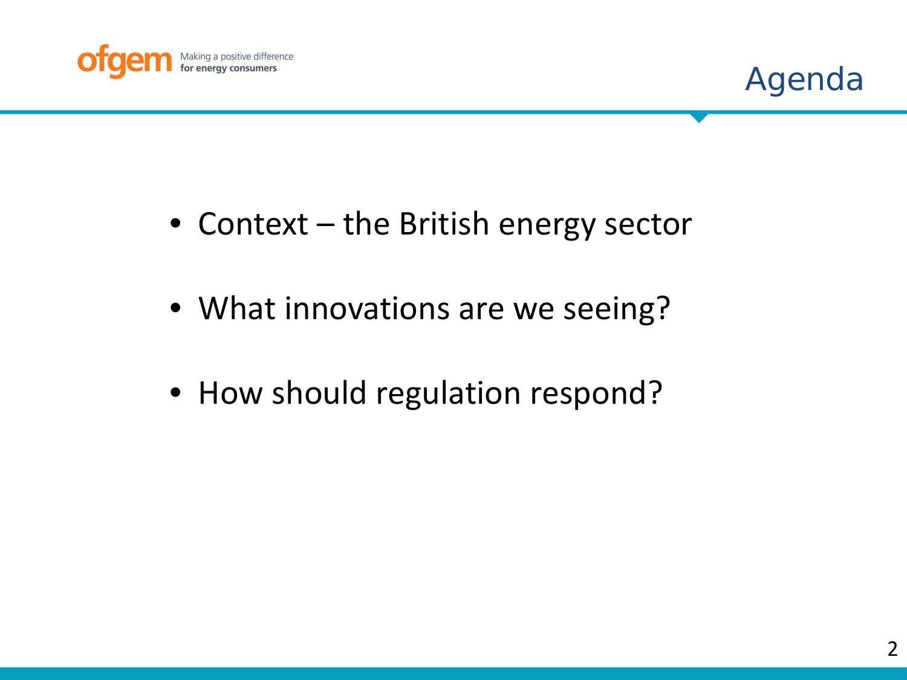# Agenda

- Context – the British energy sector
- What innovations are we seeing?
- How should regulation respond?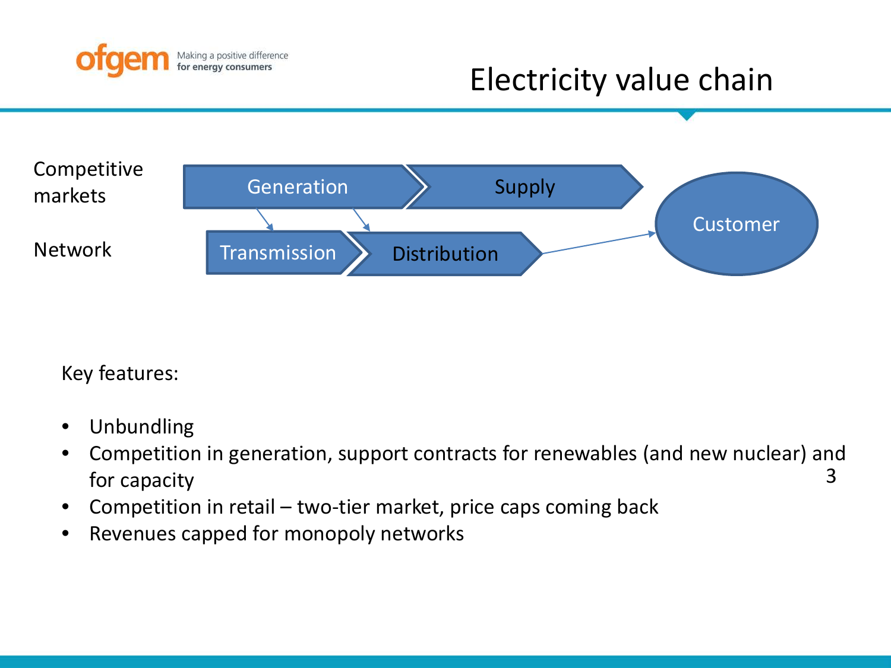# Electricity value chain

Competitive markets: Generation → Supply

Network: Transmission → Distribution → Customer

Key features:

- Unbundling
- Competition in generation, support contracts for renewables (and new nuclear) and for capacity
- Competition in retail – two-tier market, price caps coming back
- Revenues capped for monopoly networks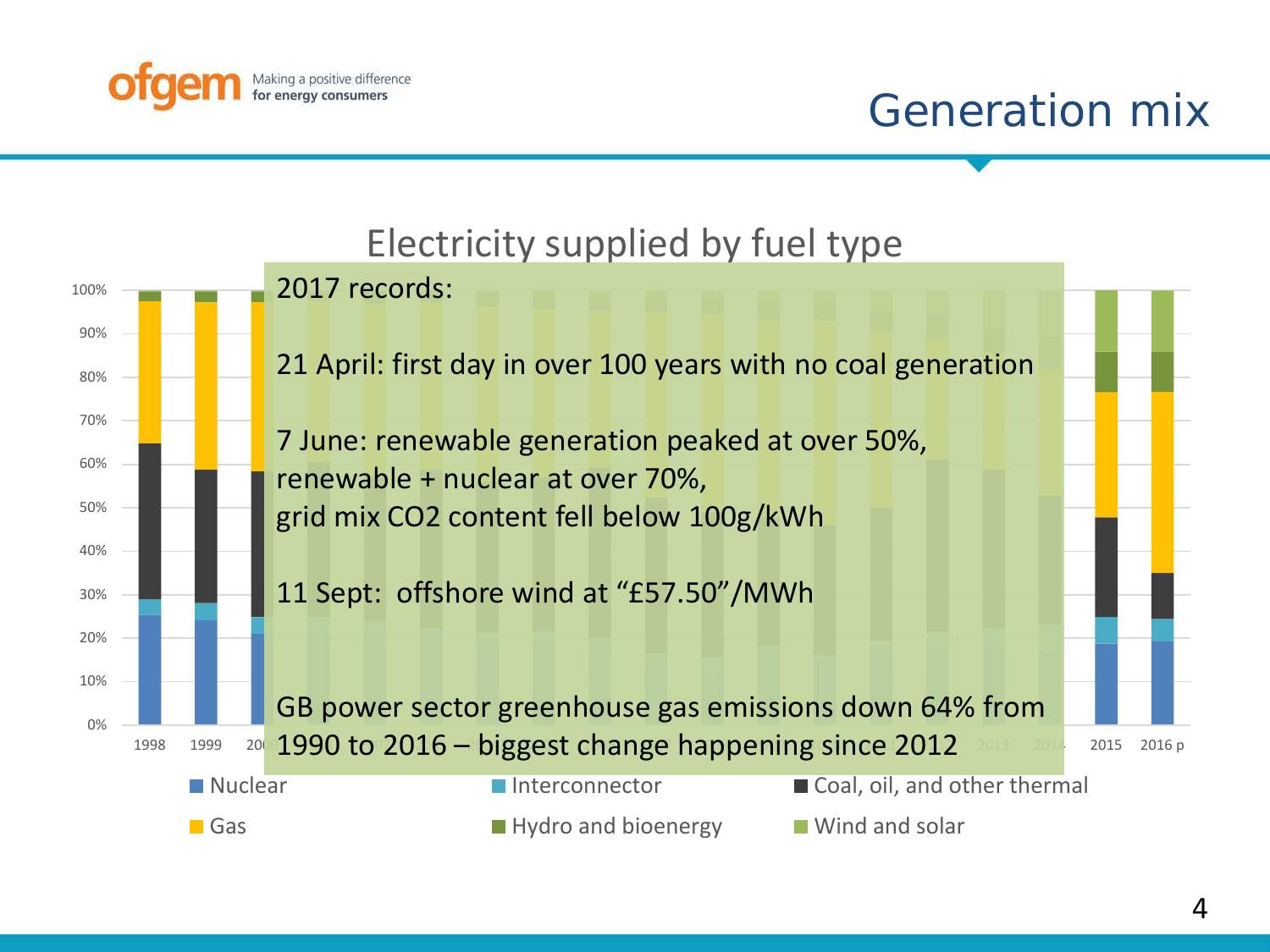# Generation mix

## Electricity supplied by fuel type

2017 records:

21 April: first day in over 100 years with no coal generation

7 June: renewable generation peaked at over 50%,
renewable + nuclear at over 70%,
grid mix $CO_2$ content fell below 100g/kWh

11 Sept: offshore wind at "£57.50"/MWh

GB power sector greenhouse gas emissions down 64% from 1990 to 2016 – biggest change happening since 2012

Legend: Nuclear, Interconnector, Coal, oil, and other thermal, Gas, Hydro and bioenergy, Wind and solar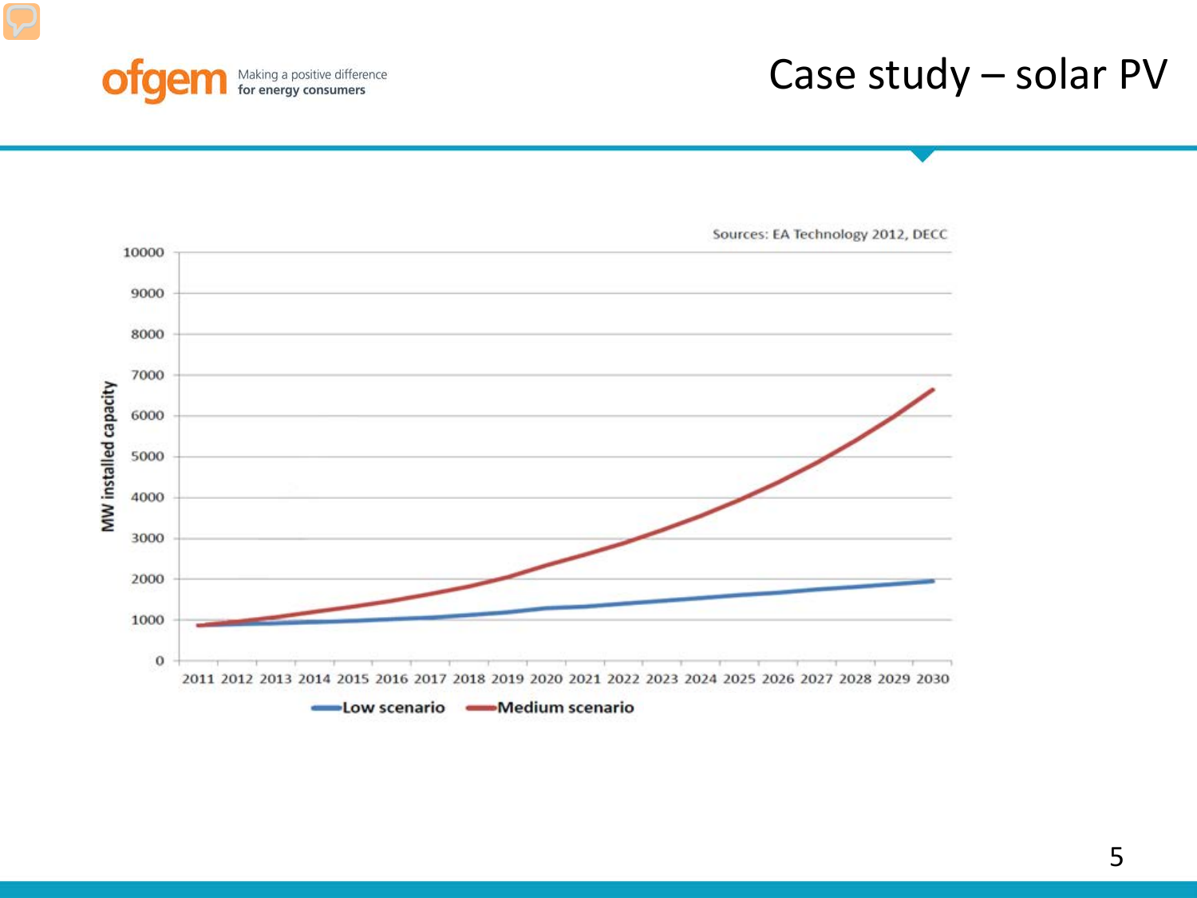# Case study – solar PV

Sources: EA Technology 2012, DECC

MW installed capacity

10000
9000
8000
7000
6000
5000
4000
3000
2000
1000
0

2011 2012 2013 2014 2015 2016 2017 2018 2019 2020 2021 2022 2023 2024 2025 2026 2027 2028 2029 2030

Low scenario — Medium scenario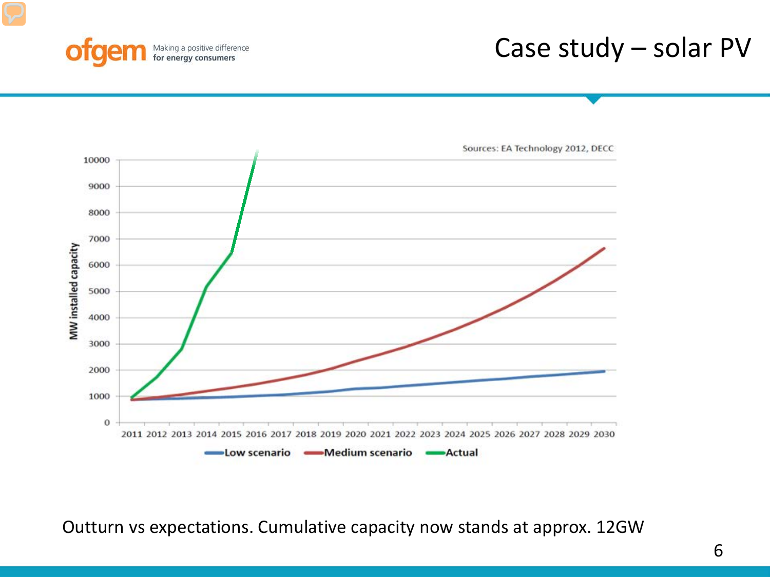# Case study – solar PV

Sources: EA Technology 2012, DECC

MW installed capacity

Low scenario | Medium scenario | Actual

Outturn vs expectations. Cumulative capacity now stands at approx. 12GW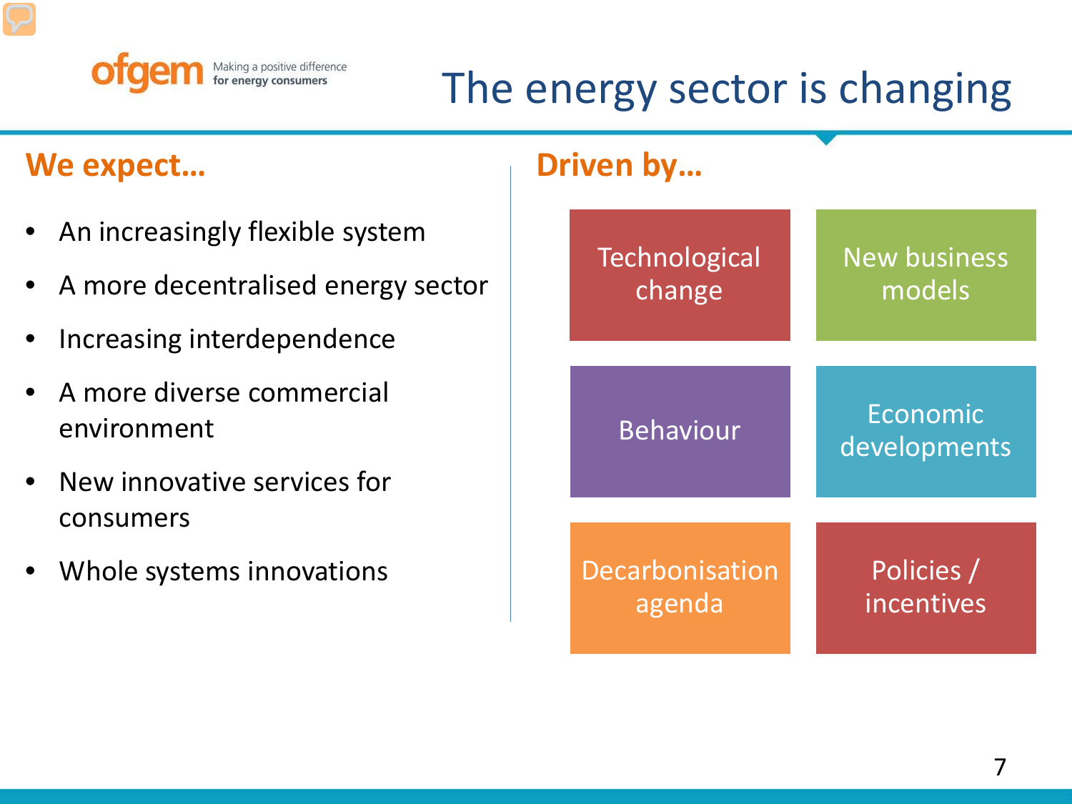# The energy sector is changing

## We expect…

- An increasingly flexible system
- A more decentralised energy sector
- Increasing interdependence
- A more diverse commercial environment
- New innovative services for consumers
- Whole systems innovations

## Driven by…

- Technological change
- New business models
- Behaviour
- Economic developments
- Decarbonisation agenda
- Policies / incentives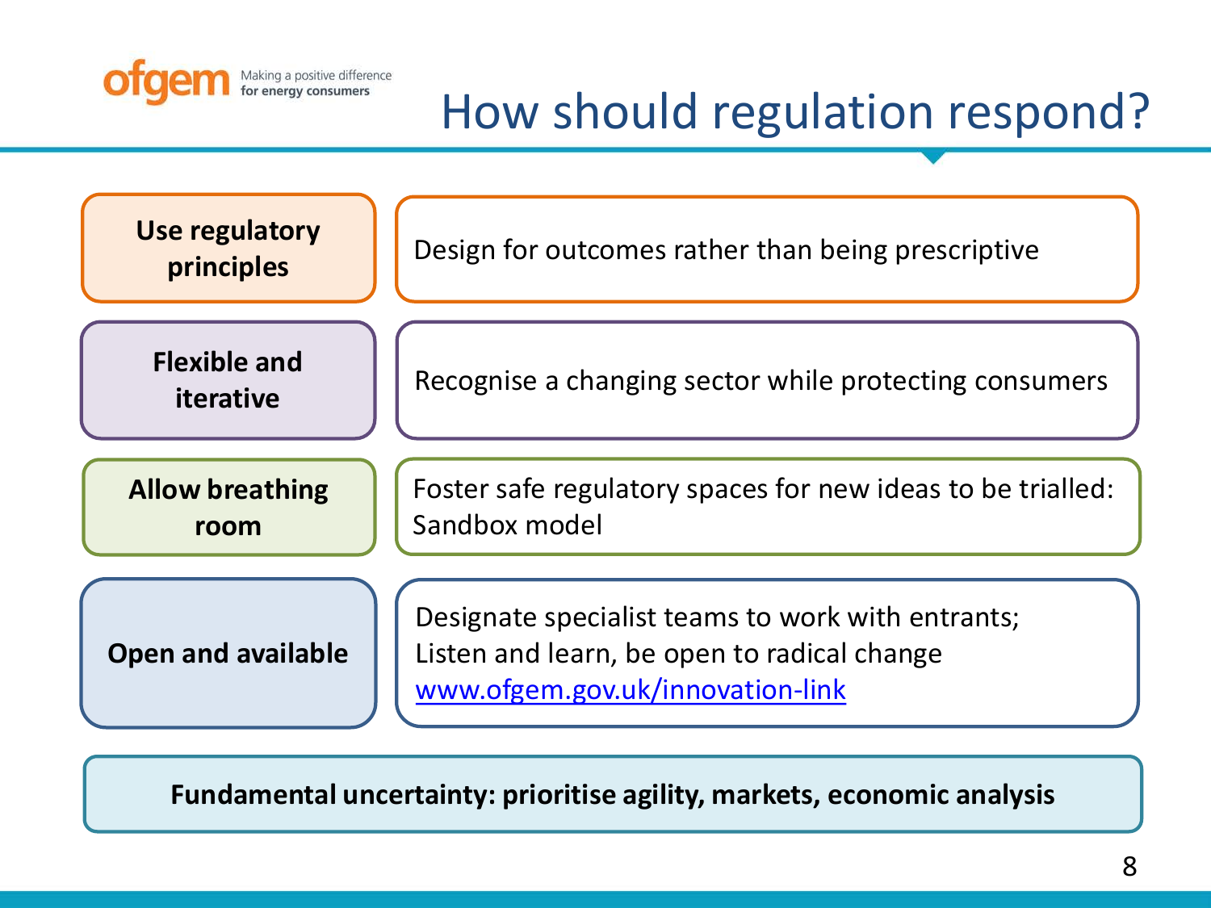# How should regulation respond?

| | |
|---|---|
| **Use regulatory principles** | Design for outcomes rather than being prescriptive |
| **Flexible and iterative** | Recognise a changing sector while protecting consumers |
| **Allow breathing room** | Foster safe regulatory spaces for new ideas to be trialled: Sandbox model |
| **Open and available** | Designate specialist teams to work with entrants; Listen and learn, be open to radical change [www.ofgem.gov.uk/innovation-link](http://www.ofgem.gov.uk/innovation-link) |

**Fundamental uncertainty: prioritise agility, markets, economic analysis**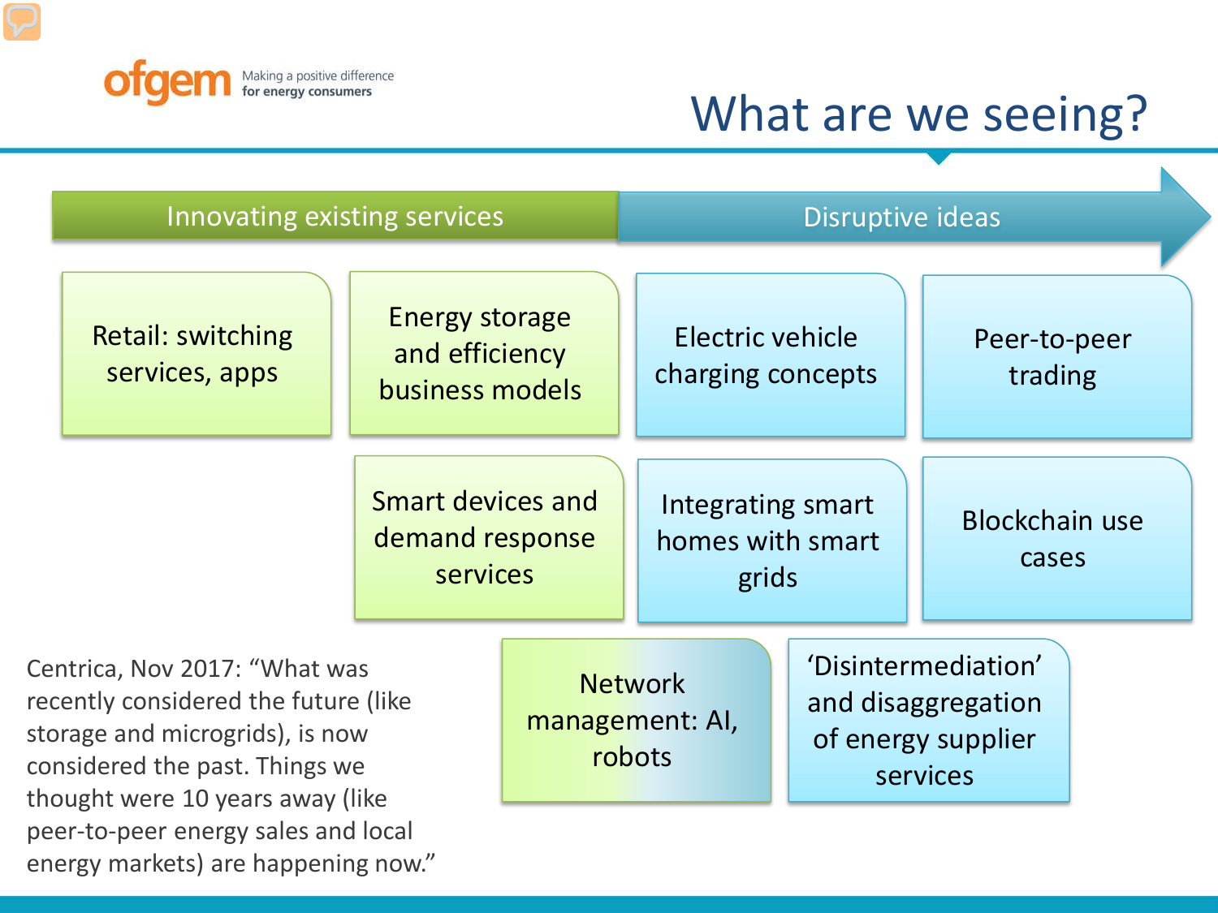# What are we seeing?

**Innovating existing services** → **Disruptive ideas**

- Retail: switching services, apps
- Energy storage and efficiency business models
- Electric vehicle charging concepts
- Peer-to-peer trading
- Smart devices and demand response services
- Integrating smart homes with smart grids
- Blockchain use cases
- Network management: AI, robots
- 'Disintermediation' and disaggregation of energy supplier services

Centrica, Nov 2017: "What was recently considered the future (like storage and microgrids), is now considered the past. Things we thought were 10 years away (like peer-to-peer energy sales and local energy markets) are happening now."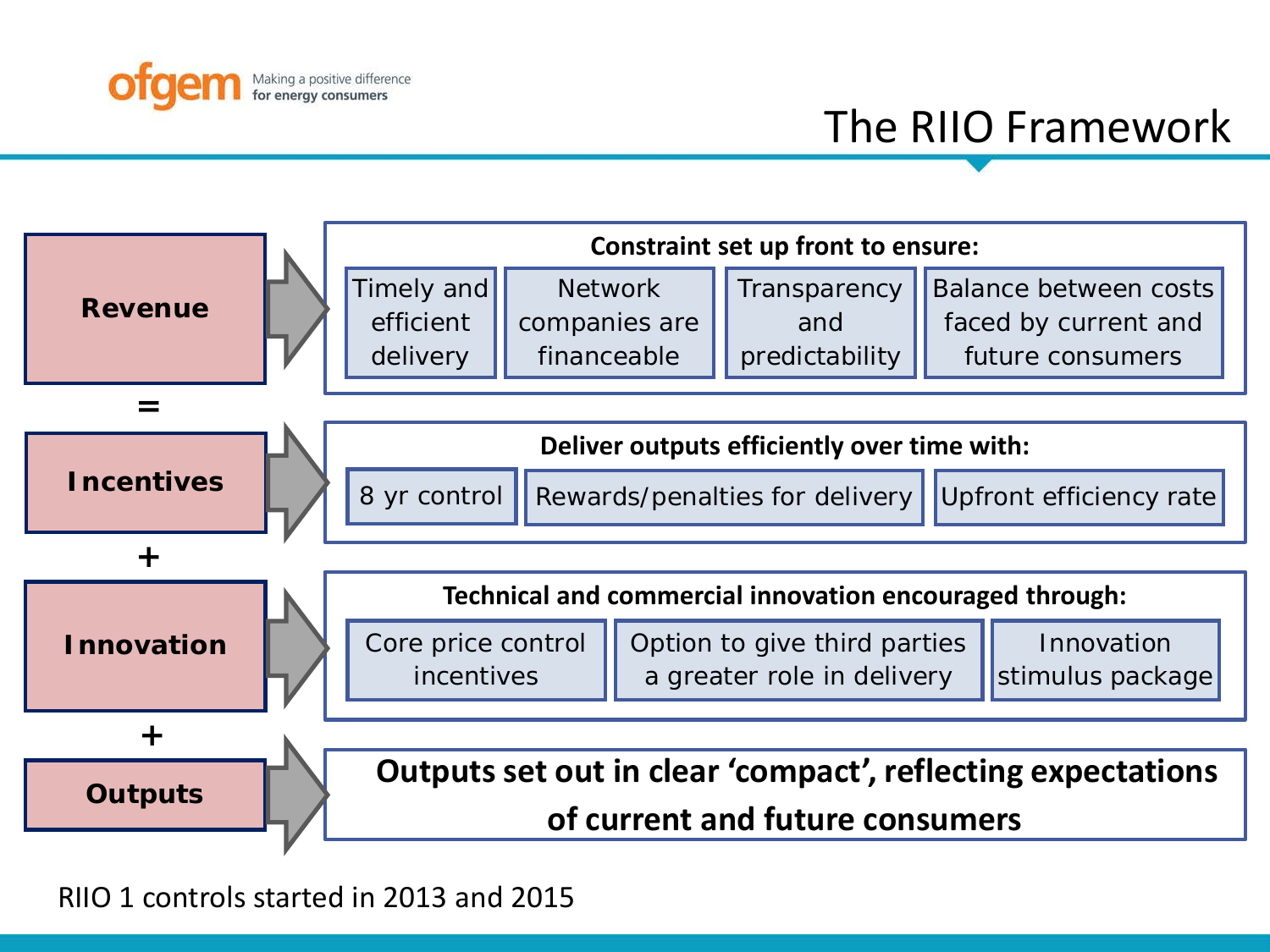# The RIIO Framework

**Revenue** = **Incentives** + **Innovation** + **Outputs**

**Revenue** → **Constraint set up front to ensure:**

- Timely and efficient delivery
- Network companies are financeable
- Transparency and predictability
- Balance between costs faced by current and future consumers

**Incentives** → **Deliver outputs efficiently over time with:**

- 8 yr control
- Rewards/penalties for delivery
- Upfront efficiency rate

**Innovation** → **Technical and commercial innovation encouraged through:**

- Core price control incentives
- Option to give third parties a greater role in delivery
- Innovation stimulus package

**Outputs** → **Outputs set out in clear 'compact', reflecting expectations of current and future consumers**

RIIO 1 controls started in 2013 and 2015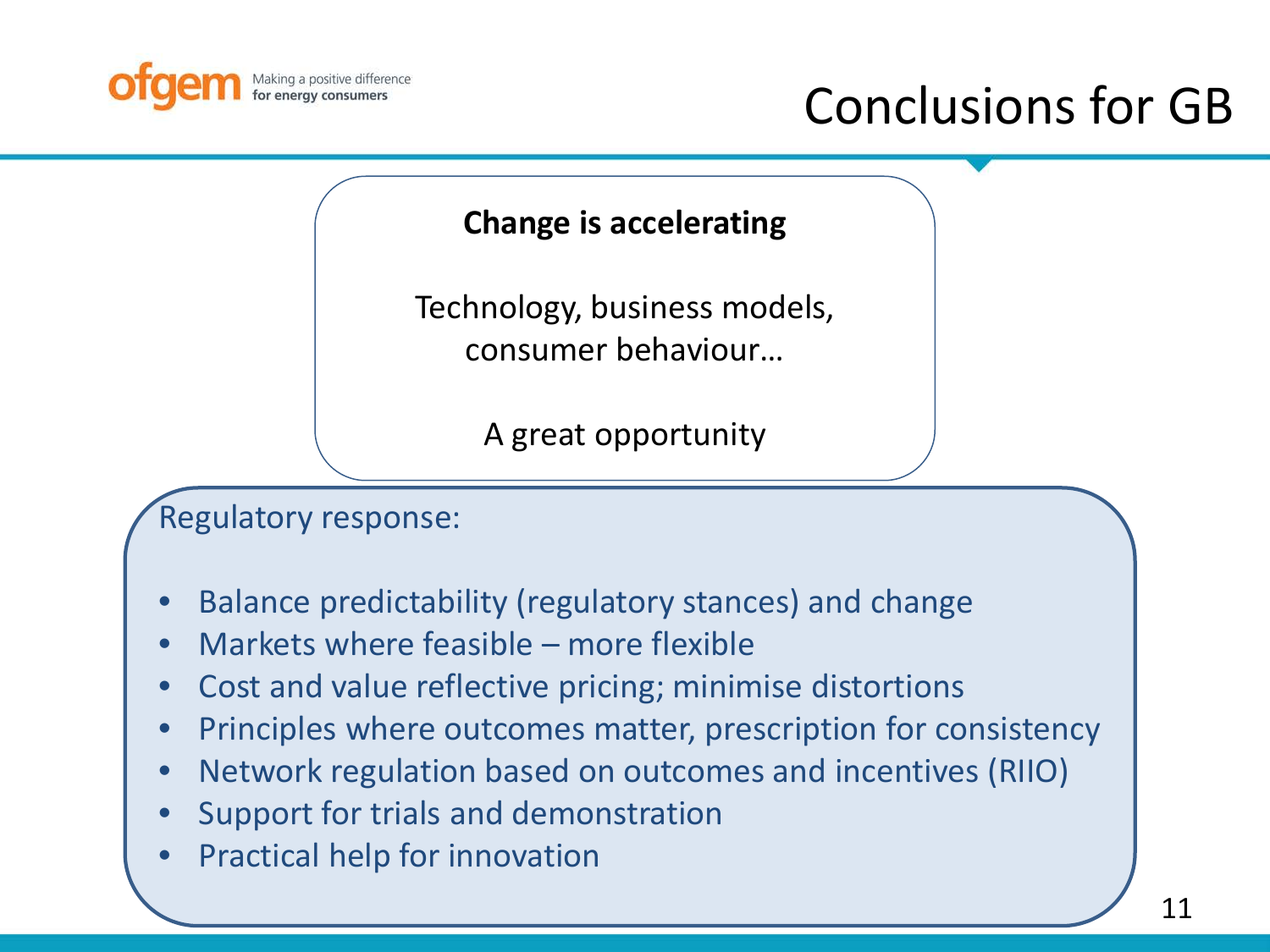# Conclusions for GB

**Change is accelerating**

Technology, business models, consumer behaviour…

A great opportunity

Regulatory response:

- Balance predictability (regulatory stances) and change
- Markets where feasible – more flexible
- Cost and value reflective pricing; minimise distortions
- Principles where outcomes matter, prescription for consistency
- Network regulation based on outcomes and incentives (RIIO)
- Support for trials and demonstration
- Practical help for innovation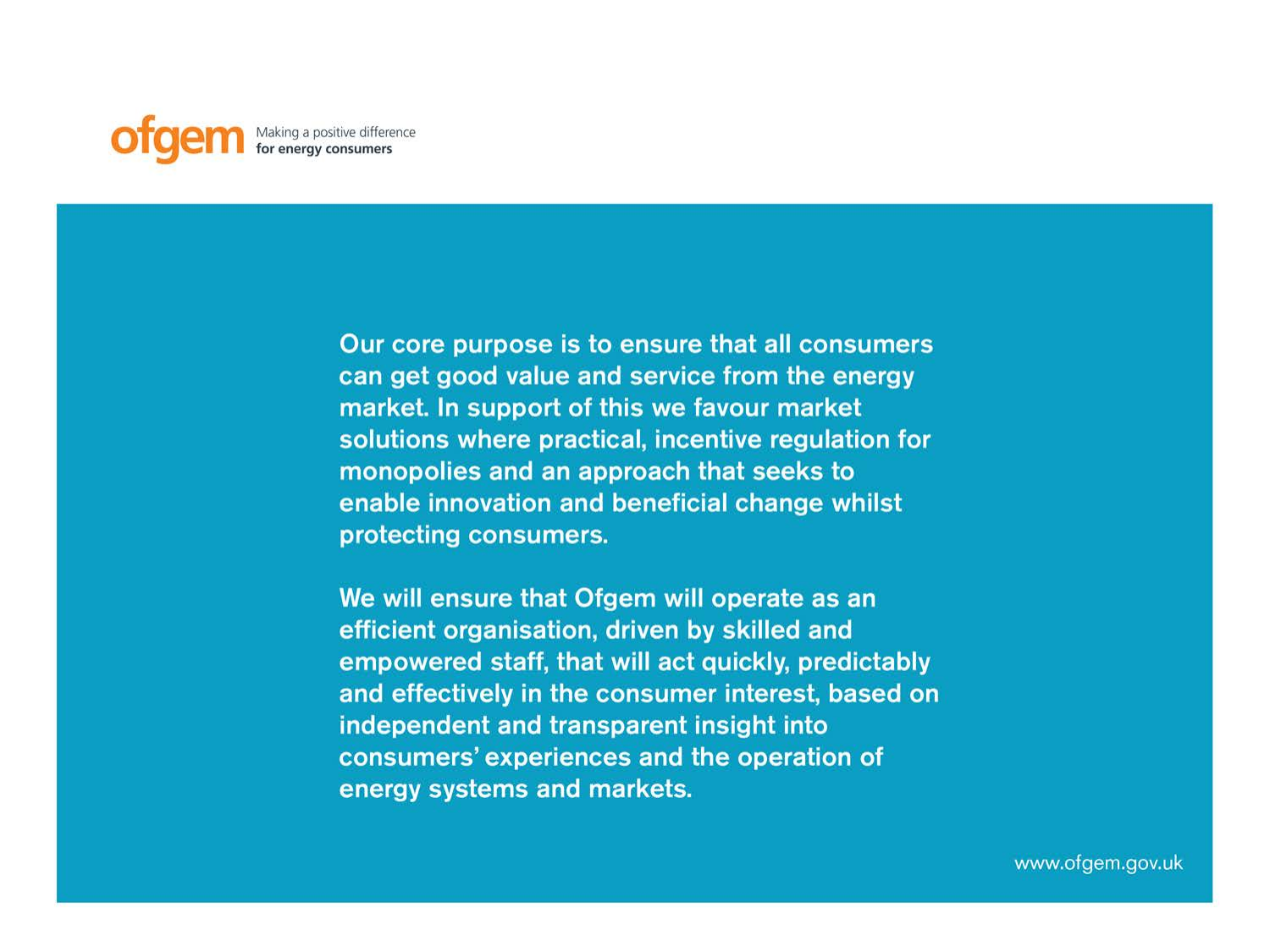ofgem Making a positive difference **for energy consumers**

Our core purpose is to ensure that all consumers can get good value and service from the energy market. In support of this we favour market solutions where practical, incentive regulation for monopolies and an approach that seeks to enable innovation and beneficial change whilst protecting consumers.

We will ensure that Ofgem will operate as an efficient organisation, driven by skilled and empowered staff, that will act quickly, predictably and effectively in the consumer interest, based on independent and transparent insight into consumers' experiences and the operation of energy systems and markets.

www.ofgem.gov.uk